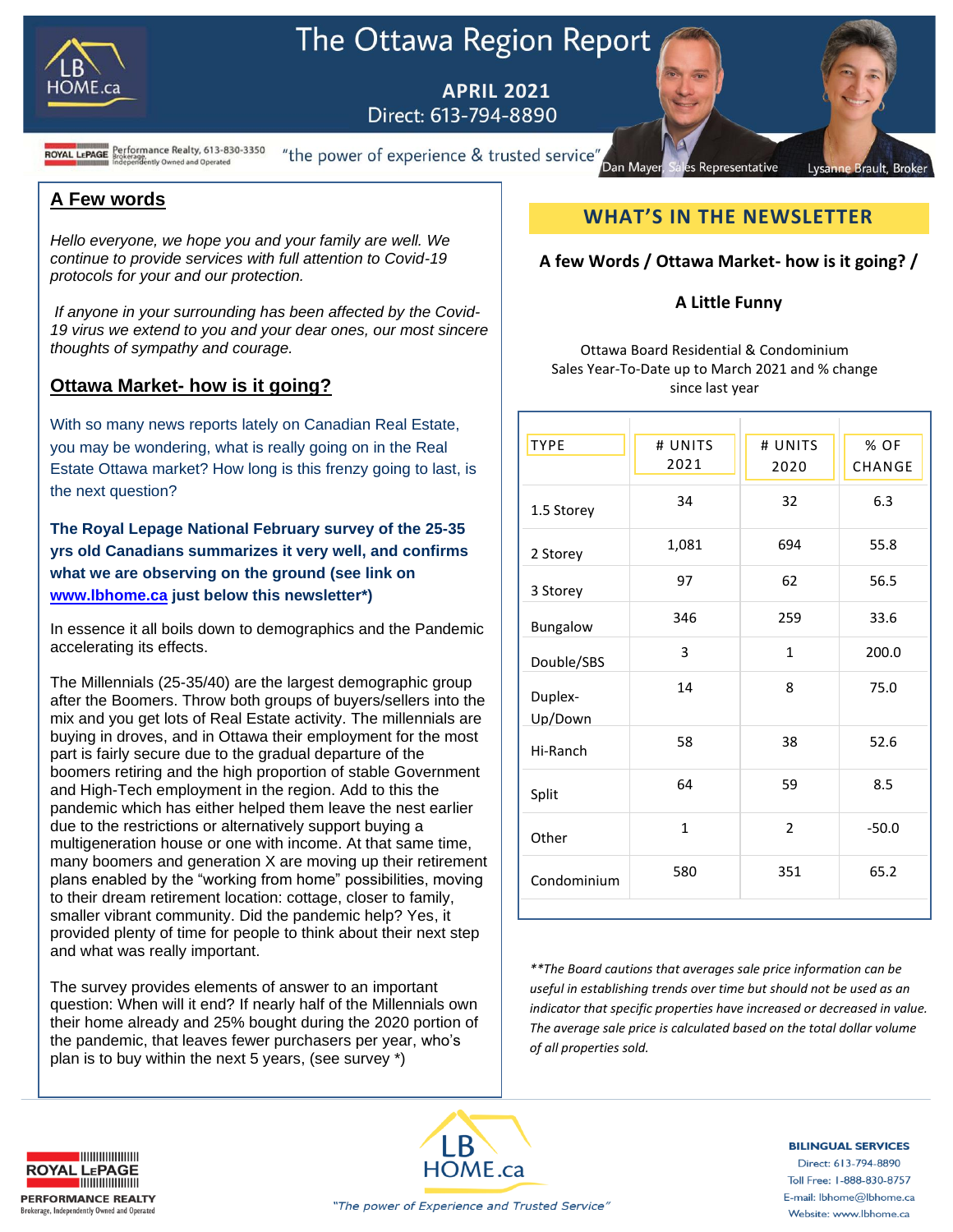# The Ottawa Region Report

**APRIL 2021**
Direct: 613-794-8890

ROYAL LEPAGE Performance Realty, 613-830-3350 Brokerage, Independently Owned and Operated

"the power of experience & trusted service"

Dan Mayer, Sales Representative — Lysanne Brault, Broker

## A Few words

*Hello everyone, we hope you and your family are well. We continue to provide services with full attention to Covid-19 protocols for your and our protection.*

*If anyone in your surrounding has been affected by the Covid-19 virus we extend to you and your dear ones, our most sincere thoughts of sympathy and courage.*

## Ottawa Market- how is it going?

With so many news reports lately on Canadian Real Estate, you may be wondering, what is really going on in the Real Estate Ottawa market? How long is this frenzy going to last, is the next question?

**The Royal Lepage National February survey of the 25-35 yrs old Canadians summarizes it very well, and confirms what we are observing on the ground (see link on www.lbhome.ca just below this newsletter*)**

In essence it all boils down to demographics and the Pandemic accelerating its effects.

The Millennials (25-35/40) are the largest demographic group after the Boomers. Throw both groups of buyers/sellers into the mix and you get lots of Real Estate activity. The millennials are buying in droves, and in Ottawa their employment for the most part is fairly secure due to the gradual departure of the boomers retiring and the high proportion of stable Government and High-Tech employment in the region. Add to this the pandemic which has either helped them leave the nest earlier due to the restrictions or alternatively support buying a multigeneration house or one with income. At that same time, many boomers and generation X are moving up their retirement plans enabled by the "working from home" possibilities, moving to their dream retirement location: cottage, closer to family, smaller vibrant community. Did the pandemic help? Yes, it provided plenty of time for people to think about their next step and what was really important.

The survey provides elements of answer to an important question: When will it end? If nearly half of the Millennials own their home already and 25% bought during the 2020 portion of the pandemic, that leaves fewer purchasers per year, who's plan is to buy within the next 5 years, (see survey *)

## WHAT'S IN THE NEWSLETTER

**A few Words / Ottawa Market- how is it going? /**

**A Little Funny**

Ottawa Board Residential & Condominium Sales Year-To-Date up to March 2021 and % change since last year

| TYPE | # UNITS 2021 | # UNITS 2020 | % OF CHANGE |
|---|---|---|---|
| 1.5 Storey | 34 | 32 | 6.3 |
| 2 Storey | 1,081 | 694 | 55.8 |
| 3 Storey | 97 | 62 | 56.5 |
| Bungalow | 346 | 259 | 33.6 |
| Double/SBS | 3 | 1 | 200.0 |
| Duplex-Up/Down | 14 | 8 | 75.0 |
| Hi-Ranch | 58 | 38 | 52.6 |
| Split | 64 | 59 | 8.5 |
| Other | 1 | 2 | -50.0 |
| Condominium | 580 | 351 | 65.2 |

*\*\*The Board cautions that averages sale price information can be useful in establishing trends over time but should not be used as an indicator that specific properties have increased or decreased in value. The average sale price is calculated based on the total dollar volume of all properties sold.*

ROYAL LEPAGE PERFORMANCE REALTY Brokerage, Independently Owned and Operated

"The power of Experience and Trusted Service"

**BILINGUAL SERVICES**
Direct: 613-794-8890
Toll Free: 1-888-830-8757
E-mail: lbhome@lbhome.ca
Website: www.lbhome.ca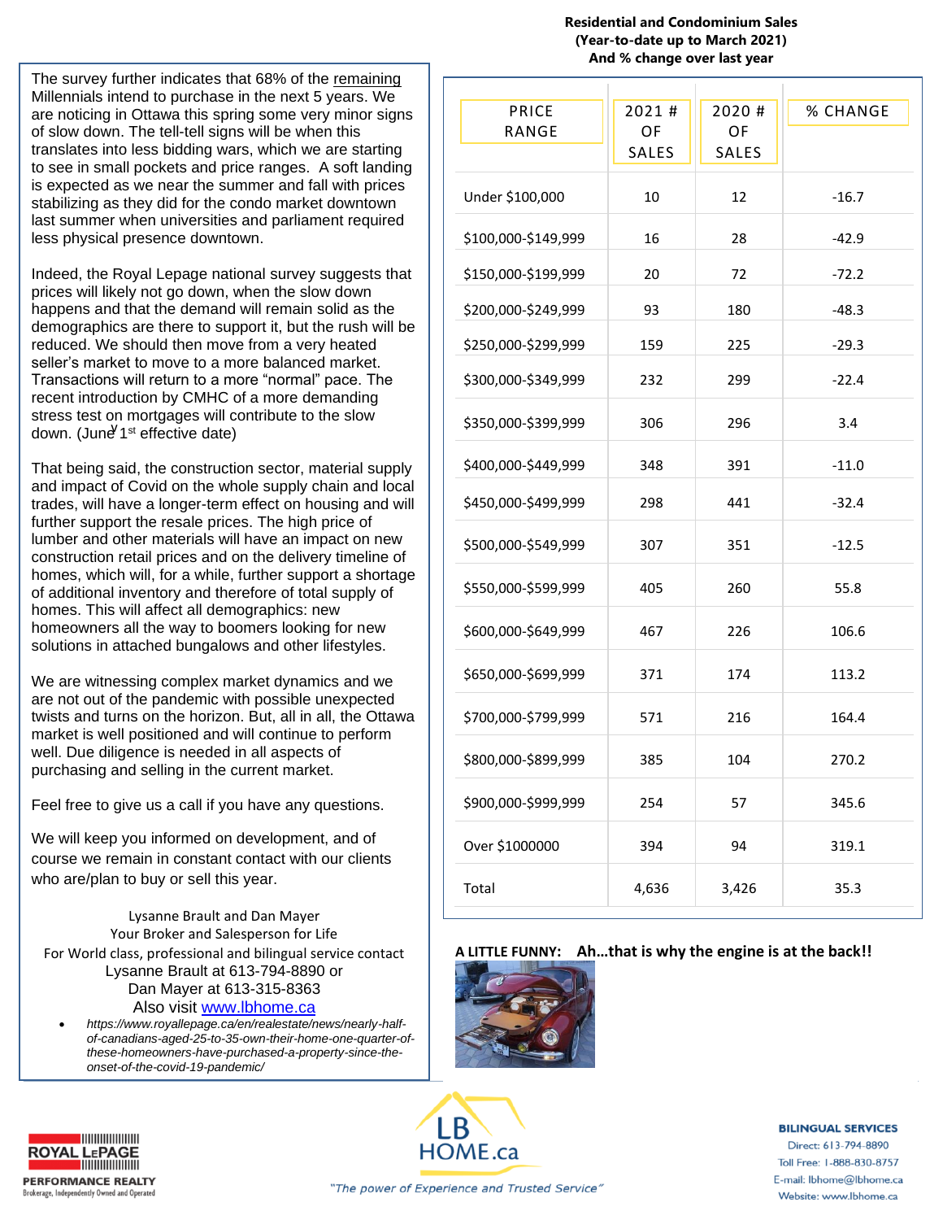The survey further indicates that 68% of the remaining Millennials intend to purchase in the next 5 years. We are noticing in Ottawa this spring some very minor signs of slow down. The tell-tell signs will be when this translates into less bidding wars, which we are starting to see in small pockets and price ranges. A soft landing is expected as we near the summer and fall with prices stabilizing as they did for the condo market downtown last summer when universities and parliament required less physical presence downtown.

Indeed, the Royal Lepage national survey suggests that prices will likely not go down, when the slow down happens and that the demand will remain solid as the demographics are there to support it, but the rush will be reduced. We should then move from a very heated seller's market to move to a more balanced market. Transactions will return to a more "normal" pace. The recent introduction by CMHC of a more demanding stress test on mortgages will contribute to the slow down. (June 1st effective date)

That being said, the construction sector, material supply and impact of Covid on the whole supply chain and local trades, will have a longer-term effect on housing and will further support the resale prices. The high price of lumber and other materials will have an impact on new construction retail prices and on the delivery timeline of homes, which will, for a while, further support a shortage of additional inventory and therefore of total supply of homes. This will affect all demographics: new homeowners all the way to boomers looking for new solutions in attached bungalows and other lifestyles.

We are witnessing complex market dynamics and we are not out of the pandemic with possible unexpected twists and turns on the horizon. But, all in all, the Ottawa market is well positioned and will continue to perform well. Due diligence is needed in all aspects of purchasing and selling in the current market.

Feel free to give us a call if you have any questions.

We will keep you informed on development, and of course we remain in constant contact with our clients who are/plan to buy or sell this year.

Lysanne Brault and Dan Mayer
Your Broker and Salesperson for Life
For World class, professional and bilingual service contact
Lysanne Brault at 613-794-8890 or
Dan Mayer at 613-315-8363
Also visit www.lbhome.ca

- *https://www.royallepage.ca/en/realestate/news/nearly-half-of-canadians-aged-25-to-35-own-their-home-one-quarter-of-these-homeowners-have-purchased-a-property-since-the-onset-of-the-covid-19-pandemic/*

**Residential and Condominium Sales (Year-to-date up to March 2021) And % change over last year**

| PRICE RANGE | 2021 # OF SALES | 2020 # OF SALES | % CHANGE |
|---|---|---|---|
| Under $100,000 | 10 | 12 | -16.7 |
| $100,000-$149,999 | 16 | 28 | -42.9 |
| $150,000-$199,999 | 20 | 72 | -72.2 |
| $200,000-$249,999 | 93 | 180 | -48.3 |
| $250,000-$299,999 | 159 | 225 | -29.3 |
| $300,000-$349,999 | 232 | 299 | -22.4 |
| $350,000-$399,999 | 306 | 296 | 3.4 |
| $400,000-$449,999 | 348 | 391 | -11.0 |
| $450,000-$499,999 | 298 | 441 | -32.4 |
| $500,000-$549,999 | 307 | 351 | -12.5 |
| $550,000-$599,999 | 405 | 260 | 55.8 |
| $600,000-$649,999 | 467 | 226 | 106.6 |
| $650,000-$699,999 | 371 | 174 | 113.2 |
| $700,000-$799,999 | 571 | 216 | 164.4 |
| $800,000-$899,999 | 385 | 104 | 270.2 |
| $900,000-$999,999 | 254 | 57 | 345.6 |
| Over $1000000 | 394 | 94 | 319.1 |
| Total | 4,636 | 3,426 | 35.3 |

**A LITTLE FUNNY: Ah…that is why the engine is at the back!!**

ROYAL LEPAGE
PERFORMANCE REALTY
Brokerage, Independently Owned and Operated

LB HOME.ca
"The power of Experience and Trusted Service"

**BILINGUAL SERVICES**
Direct: 613-794-8890
Toll Free: 1-888-830-8757
E-mail: lbhome@lbhome.ca
Website: www.lbhome.ca